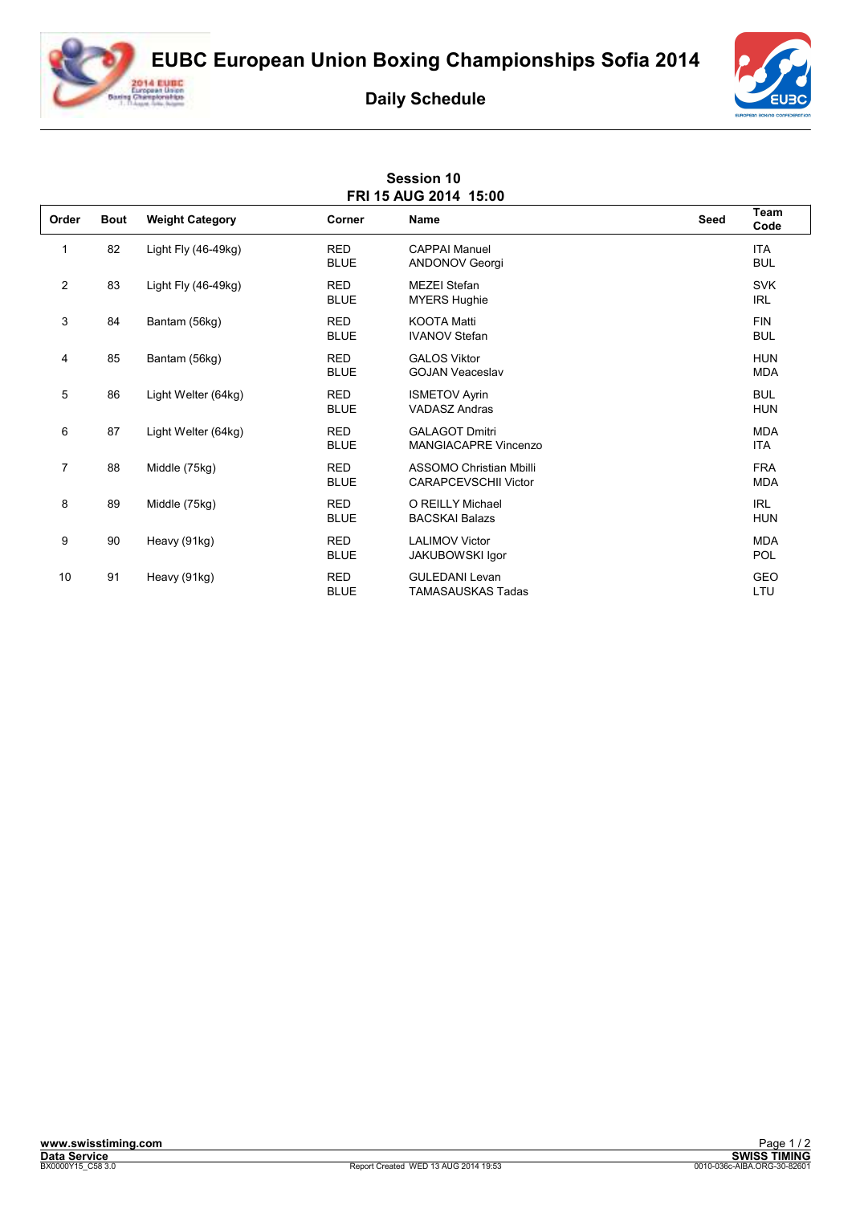# EUBC European Union Boxing Championships Sofia 2014

## Daily Schedule

### Session 10
### FRI 15 AUG 2014 15:00

| Order | Bout | Weight Category | Corner | Name | Seed | Team Code |
|---|---|---|---|---|---|---|
| 1 | 82 | Light Fly (46-49kg) | RED | CAPPAI Manuel | | ITA |
| | | | BLUE | ANDONOV Georgi | | BUL |
| 2 | 83 | Light Fly (46-49kg) | RED | MEZEI Stefan | | SVK |
| | | | BLUE | MYERS Hughie | | IRL |
| 3 | 84 | Bantam (56kg) | RED | KOOTA Matti | | FIN |
| | | | BLUE | IVANOV Stefan | | BUL |
| 4 | 85 | Bantam (56kg) | RED | GALOS Viktor | | HUN |
| | | | BLUE | GOJAN Veaceslav | | MDA |
| 5 | 86 | Light Welter (64kg) | RED | ISMETOV Ayrin | | BUL |
| | | | BLUE | VADASZ Andras | | HUN |
| 6 | 87 | Light Welter (64kg) | RED | GALAGOT Dmitri | | MDA |
| | | | BLUE | MANGIACAPRE Vincenzo | | ITA |
| 7 | 88 | Middle (75kg) | RED | ASSOMO Christian Mbilli | | FRA |
| | | | BLUE | CARAPCEVSCHII Victor | | MDA |
| 8 | 89 | Middle (75kg) | RED | O REILLY Michael | | IRL |
| | | | BLUE | BACSKAI Balazs | | HUN |
| 9 | 90 | Heavy (91kg) | RED | LALIMOV Victor | | MDA |
| | | | BLUE | JAKUBOWSKI Igor | | POL |
| 10 | 91 | Heavy (91kg) | RED | GULEDANI Levan | | GEO |
| | | | BLUE | TAMASAUSKAS Tadas | | LTU |

www.swisstiming.com
Data Service
BX0000Y15_C58 3.0

Report Created WED 13 AUG 2014 19:53

SWISS TIMING
0010-036c-AIBA.ORG-30-82601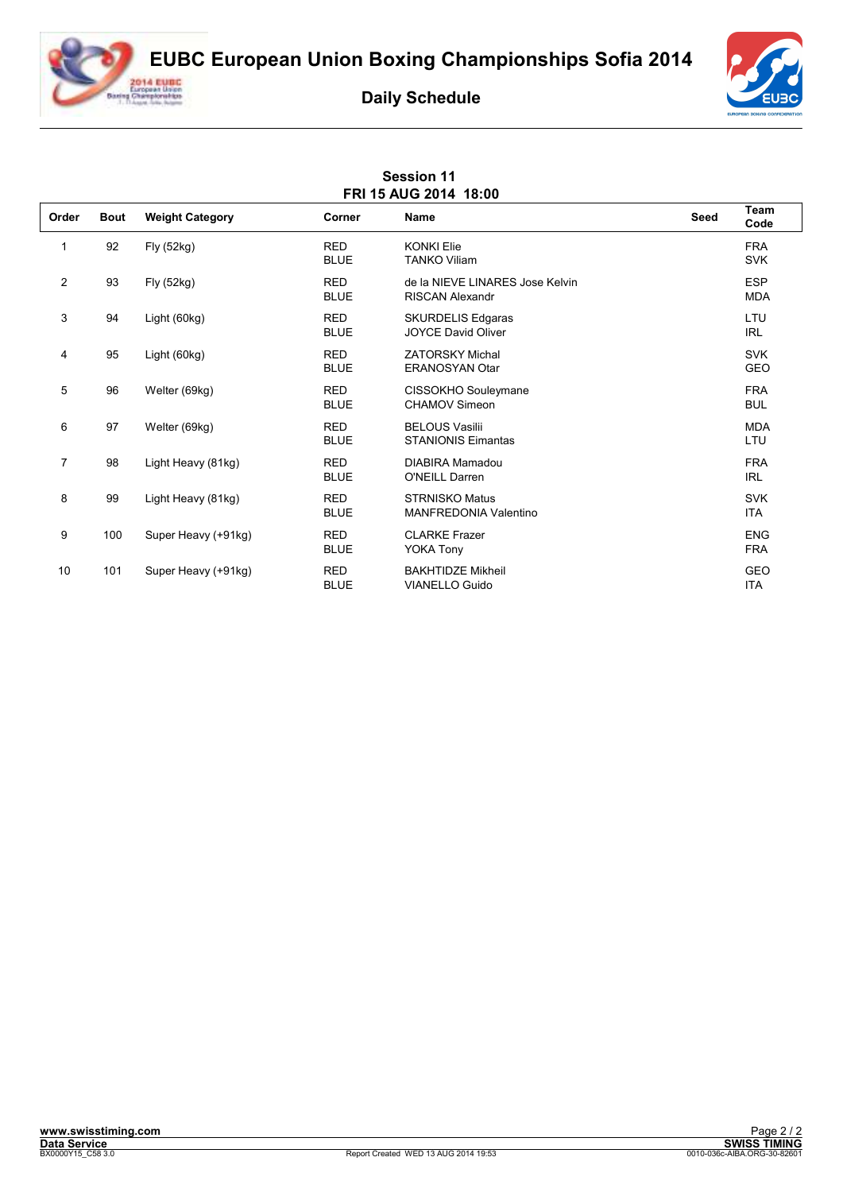# EUBC European Union Boxing Championships Sofia 2014

## Daily Schedule

### Session 11
### FRI 15 AUG 2014 18:00

| Order | Bout | Weight Category | Corner | Name | Seed | Team Code |
|---|---|---|---|---|---|---|
| 1 | 92 | Fly (52kg) | RED<br>BLUE | KONKI Elie<br>TANKO Viliam | | FRA<br>SVK |
| 2 | 93 | Fly (52kg) | RED<br>BLUE | de la NIEVE LINARES Jose Kelvin<br>RISCAN Alexandr | | ESP<br>MDA |
| 3 | 94 | Light (60kg) | RED<br>BLUE | SKURDELIS Edgaras<br>JOYCE David Oliver | | LTU<br>IRL |
| 4 | 95 | Light (60kg) | RED<br>BLUE | ZATORSKY Michal<br>ERANOSYAN Otar | | SVK<br>GEO |
| 5 | 96 | Welter (69kg) | RED<br>BLUE | CISSOKHO Souleymane<br>CHAMOV Simeon | | FRA<br>BUL |
| 6 | 97 | Welter (69kg) | RED<br>BLUE | BELOUS Vasilii<br>STANIONIS Eimantas | | MDA<br>LTU |
| 7 | 98 | Light Heavy (81kg) | RED<br>BLUE | DIABIRA Mamadou<br>O'NEILL Darren | | FRA<br>IRL |
| 8 | 99 | Light Heavy (81kg) | RED<br>BLUE | STRNISKO Matus<br>MANFREDONIA Valentino | | SVK<br>ITA |
| 9 | 100 | Super Heavy (+91kg) | RED<br>BLUE | CLARKE Frazer<br>YOKA Tony | | ENG<br>FRA |
| 10 | 101 | Super Heavy (+91kg) | RED<br>BLUE | BAKHTIDZE Mikheil<br>VIANELLO Guido | | GEO<br>ITA |

www.swisstiming.com
Data Service
BX0000Y15_C58 3.0
Report Created WED 13 AUG 2014 19:53
SWISS TIMING
0010-036c-AIBA.ORG-30-82601